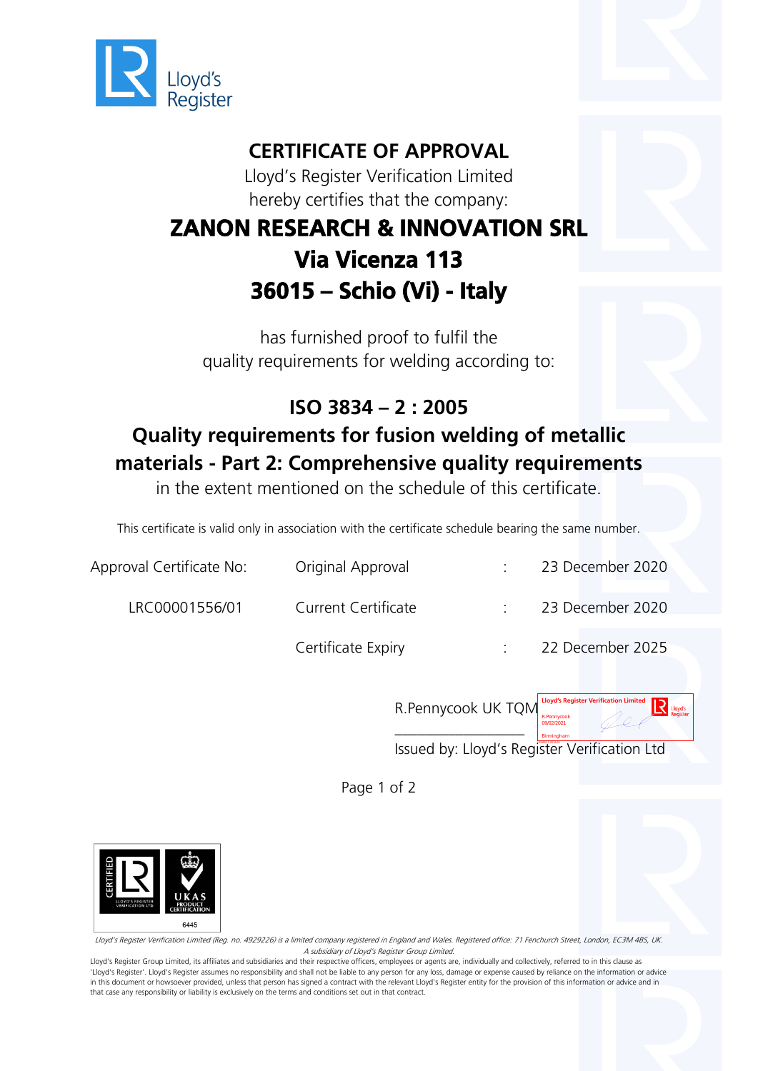Lloyd's Register

# CERTIFICATE OF APPROVAL

Lloyd's Register Verification Limited
hereby certifies that the company:

## ZANON RESEARCH & INNOVATION SRL
## Via Vicenza 113
## 36015 – Schio (Vi) - Italy

has furnished proof to fulfil the
quality requirements for welding according to:

## ISO 3834 – 2 : 2005
## Quality requirements for fusion welding of metallic materials - Part 2: Comprehensive quality requirements

in the extent mentioned on the schedule of this certificate.

This certificate is valid only in association with the certificate schedule bearing the same number.

| Approval Certificate No: | Original Approval | : | 23 December 2020 |
|---|---|---|---|
| LRC00001556/01 | Current Certificate | : | 23 December 2020 |
| | Certificate Expiry | : | 22 December 2025 |

R.Pennycook UK TQM

Lloyd's Register Verification Limited
R.Pennycook
09/02/2021
Birmingham

Issued by: Lloyd's Register Verification Ltd

CERTIFIED LLOYD'S REGISTER VERIFICATION LTD
UKAS PRODUCT CERTIFICATION
6445

*Lloyd's Register Verification Limited (Reg. no. 4929226) is a limited company registered in England and Wales. Registered office: 71 Fenchurch Street, London, EC3M 4BS, UK. A subsidiary of Lloyd's Register Group Limited.*

Lloyd's Register Group Limited, its affiliates and subsidiaries and their respective officers, employees or agents are, individually and collectively, referred to in this clause as 'Lloyd's Register'. Lloyd's Register assumes no responsibility and shall not be liable to any person for any loss, damage or expense caused by reliance on the information or advice in this document or howsoever provided, unless that person has signed a contract with the relevant Lloyd's Register entity for the provision of this information or advice and in that case any responsibility or liability is exclusively on the terms and conditions set out in that contract.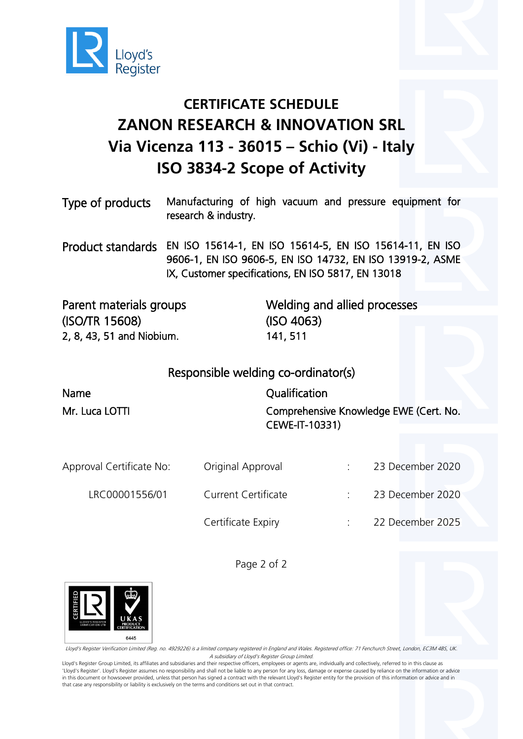# CERTIFICATE SCHEDULE

# ZANON RESEARCH & INNOVATION SRL

# Via Vicenza 113 - 36015 – Schio (Vi) - Italy

# ISO 3834-2 Scope of Activity

**Type of products** Manufacturing of high vacuum and pressure equipment for research & industry.

**Product standards** EN ISO 15614-1, EN ISO 15614-5, EN ISO 15614-11, EN ISO 9606-1, EN ISO 9606-5, EN ISO 14732, EN ISO 13919-2, ASME IX, Customer specifications, EN ISO 5817, EN 13018

| Parent materials groups (ISO/TR 15608) | Welding and allied processes (ISO 4063) |
|---|---|
| 2, 8, 43, 51 and Niobium. | 141, 511 |

## Responsible welding co-ordinator(s)

| Name | Qualification |
|---|---|
| Mr. Luca LOTTI | Comprehensive Knowledge EWE (Cert. No. CEWE-IT-10331) |

| | | | |
|---|---|---|---|
| Approval Certificate No: | Original Approval | : | 23 December 2020 |
| LRC00001556/01 | Current Certificate | : | 23 December 2020 |
| | Certificate Expiry | : | 22 December 2025 |

CERTIFIED LLOYD'S REGISTER VERIFICATION LTD — UKAS PRODUCT CERTIFICATION 6445

*Lloyd's Register Verification Limited (Reg. no. 4929226) is a limited company registered in England and Wales. Registered office: 71 Fenchurch Street, London, EC3M 4BS, UK. A subsidiary of Lloyd's Register Group Limited.*

Lloyd's Register Group Limited, its affiliates and subsidiaries and their respective officers, employees or agents are, individually and collectively, referred to in this clause as 'Lloyd's Register'. Lloyd's Register assumes no responsibility and shall not be liable to any person for any loss, damage or expense caused by reliance on the information or advice in this document or howsoever provided, unless that person has signed a contract with the relevant Lloyd's Register entity for the provision of this information or advice and in that case any responsibility or liability is exclusively on the terms and conditions set out in that contract.